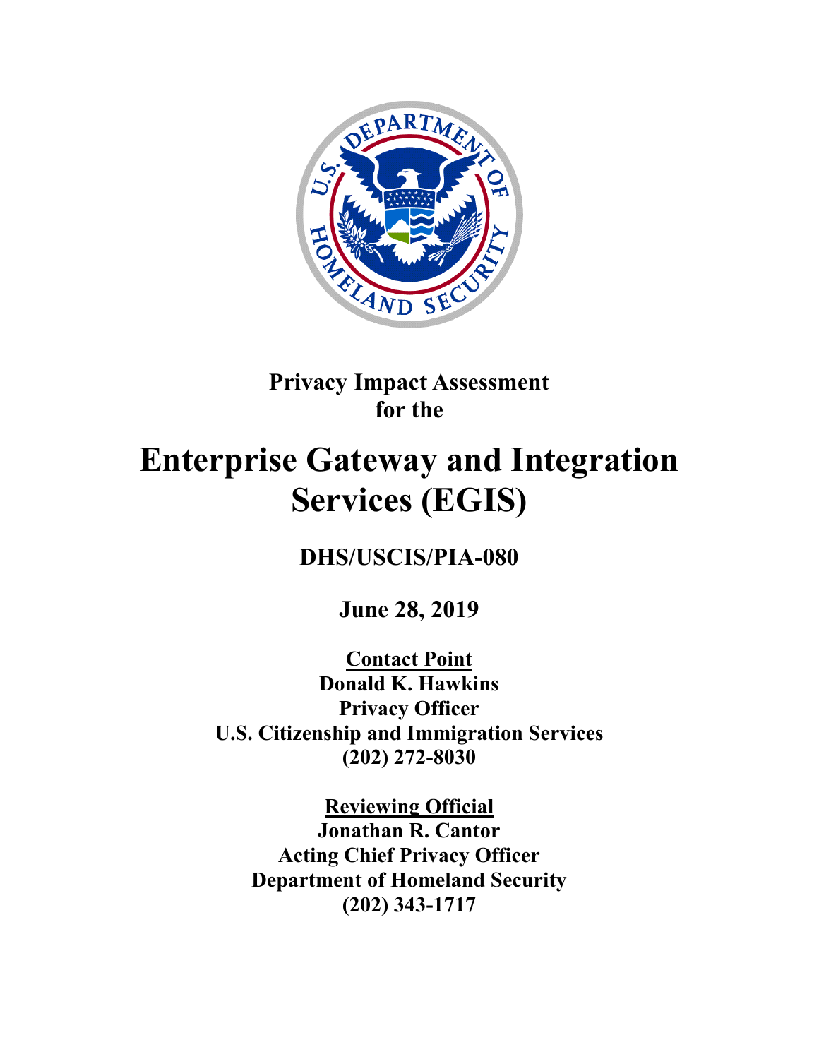**Privacy Impact Assessment**
**for the**

# Enterprise Gateway and Integration Services (EGIS)

## DHS/USCIS/PIA-080

**June 28, 2019**

**Contact Point**
**Donald K. Hawkins**
**Privacy Officer**
**U.S. Citizenship and Immigration Services**
**(202) 272-8030**

**Reviewing Official**
**Jonathan R. Cantor**
**Acting Chief Privacy Officer**
**Department of Homeland Security**
**(202) 343-1717**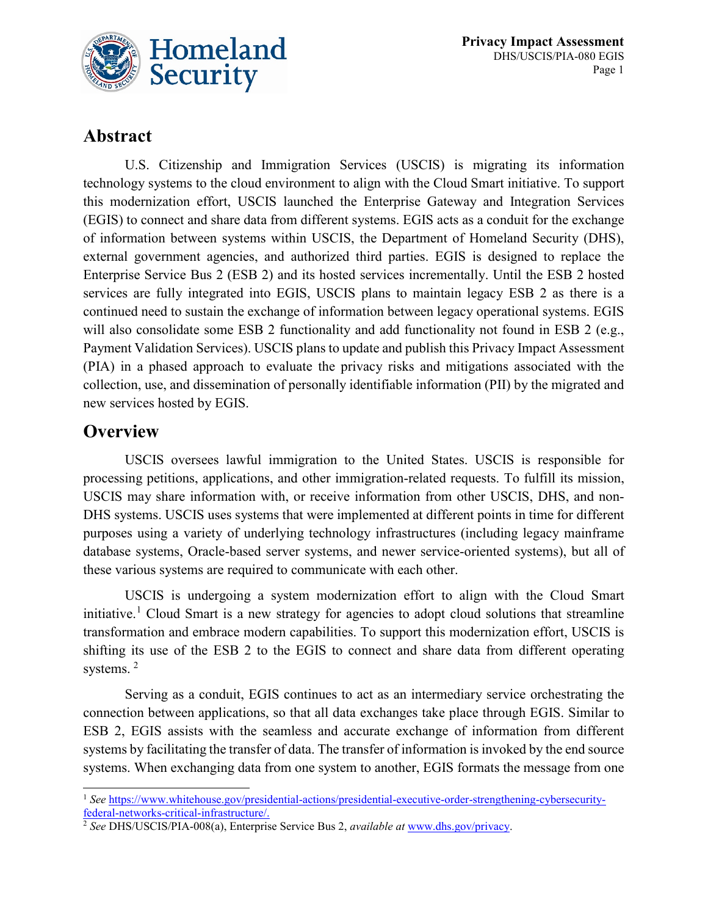## Abstract

U.S. Citizenship and Immigration Services (USCIS) is migrating its information technology systems to the cloud environment to align with the Cloud Smart initiative. To support this modernization effort, USCIS launched the Enterprise Gateway and Integration Services (EGIS) to connect and share data from different systems. EGIS acts as a conduit for the exchange of information between systems within USCIS, the Department of Homeland Security (DHS), external government agencies, and authorized third parties. EGIS is designed to replace the Enterprise Service Bus 2 (ESB 2) and its hosted services incrementally. Until the ESB 2 hosted services are fully integrated into EGIS, USCIS plans to maintain legacy ESB 2 as there is a continued need to sustain the exchange of information between legacy operational systems. EGIS will also consolidate some ESB 2 functionality and add functionality not found in ESB 2 (e.g., Payment Validation Services). USCIS plans to update and publish this Privacy Impact Assessment (PIA) in a phased approach to evaluate the privacy risks and mitigations associated with the collection, use, and dissemination of personally identifiable information (PII) by the migrated and new services hosted by EGIS.

## Overview

USCIS oversees lawful immigration to the United States. USCIS is responsible for processing petitions, applications, and other immigration-related requests. To fulfill its mission, USCIS may share information with, or receive information from other USCIS, DHS, and non-DHS systems. USCIS uses systems that were implemented at different points in time for different purposes using a variety of underlying technology infrastructures (including legacy mainframe database systems, Oracle-based server systems, and newer service-oriented systems), but all of these various systems are required to communicate with each other.

USCIS is undergoing a system modernization effort to align with the Cloud Smart initiative.[1] Cloud Smart is a new strategy for agencies to adopt cloud solutions that streamline transformation and embrace modern capabilities. To support this modernization effort, USCIS is shifting its use of the ESB 2 to the EGIS to connect and share data from different operating systems.[2]

Serving as a conduit, EGIS continues to act as an intermediary service orchestrating the connection between applications, so that all data exchanges take place through EGIS. Similar to ESB 2, EGIS assists with the seamless and accurate exchange of information from different systems by facilitating the transfer of data. The transfer of information is invoked by the end source systems. When exchanging data from one system to another, EGIS formats the message from one

---

[1] *See* https://www.whitehouse.gov/presidential-actions/presidential-executive-order-strengthening-cybersecurity-federal-networks-critical-infrastructure/.

[2] *See* DHS/USCIS/PIA-008(a), Enterprise Service Bus 2, *available at* www.dhs.gov/privacy.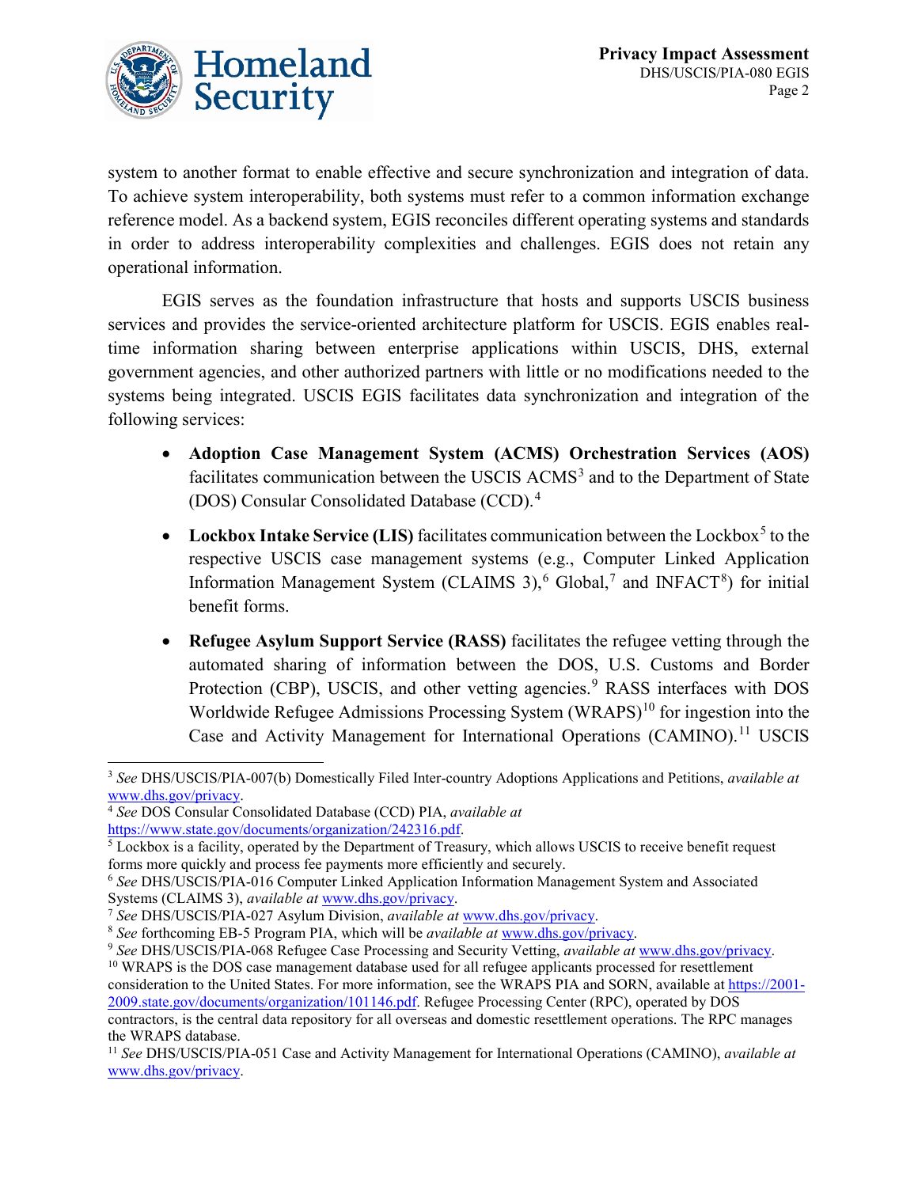system to another format to enable effective and secure synchronization and integration of data. To achieve system interoperability, both systems must refer to a common information exchange reference model. As a backend system, EGIS reconciles different operating systems and standards in order to address interoperability complexities and challenges. EGIS does not retain any operational information.

EGIS serves as the foundation infrastructure that hosts and supports USCIS business services and provides the service-oriented architecture platform for USCIS. EGIS enables real-time information sharing between enterprise applications within USCIS, DHS, external government agencies, and other authorized partners with little or no modifications needed to the systems being integrated. USCIS EGIS facilitates data synchronization and integration of the following services:

- **Adoption Case Management System (ACMS) Orchestration Services (AOS)** facilitates communication between the USCIS ACMS[3] and to the Department of State (DOS) Consular Consolidated Database (CCD).[4]
- **Lockbox Intake Service (LIS)** facilitates communication between the Lockbox[5] to the respective USCIS case management systems (e.g., Computer Linked Application Information Management System (CLAIMS 3),[6] Global,[7] and INFACT[8]) for initial benefit forms.
- **Refugee Asylum Support Service (RASS)** facilitates the refugee vetting through the automated sharing of information between the DOS, U.S. Customs and Border Protection (CBP), USCIS, and other vetting agencies.[9] RASS interfaces with DOS Worldwide Refugee Admissions Processing System (WRAPS)[10] for ingestion into the Case and Activity Management for International Operations (CAMINO).[11] USCIS

---

[3] *See* DHS/USCIS/PIA-007(b) Domestically Filed Inter-country Adoptions Applications and Petitions, *available at* www.dhs.gov/privacy.

[4] *See* DOS Consular Consolidated Database (CCD) PIA, *available at* https://www.state.gov/documents/organization/242316.pdf.

[5] Lockbox is a facility, operated by the Department of Treasury, which allows USCIS to receive benefit request forms more quickly and process fee payments more efficiently and securely.

[6] *See* DHS/USCIS/PIA-016 Computer Linked Application Information Management System and Associated Systems (CLAIMS 3), *available at* www.dhs.gov/privacy.

[7] *See* DHS/USCIS/PIA-027 Asylum Division, *available at* www.dhs.gov/privacy.

[8] *See* forthcoming EB-5 Program PIA, which will be *available at* www.dhs.gov/privacy.

[9] *See* DHS/USCIS/PIA-068 Refugee Case Processing and Security Vetting, *available at* www.dhs.gov/privacy.

[10] WRAPS is the DOS case management database used for all refugee applicants processed for resettlement consideration to the United States. For more information, see the WRAPS PIA and SORN, available at https://2001-2009.state.gov/documents/organization/101146.pdf. Refugee Processing Center (RPC), operated by DOS contractors, is the central data repository for all overseas and domestic resettlement operations. The RPC manages the WRAPS database.

[11] *See* DHS/USCIS/PIA-051 Case and Activity Management for International Operations (CAMINO), *available at* www.dhs.gov/privacy.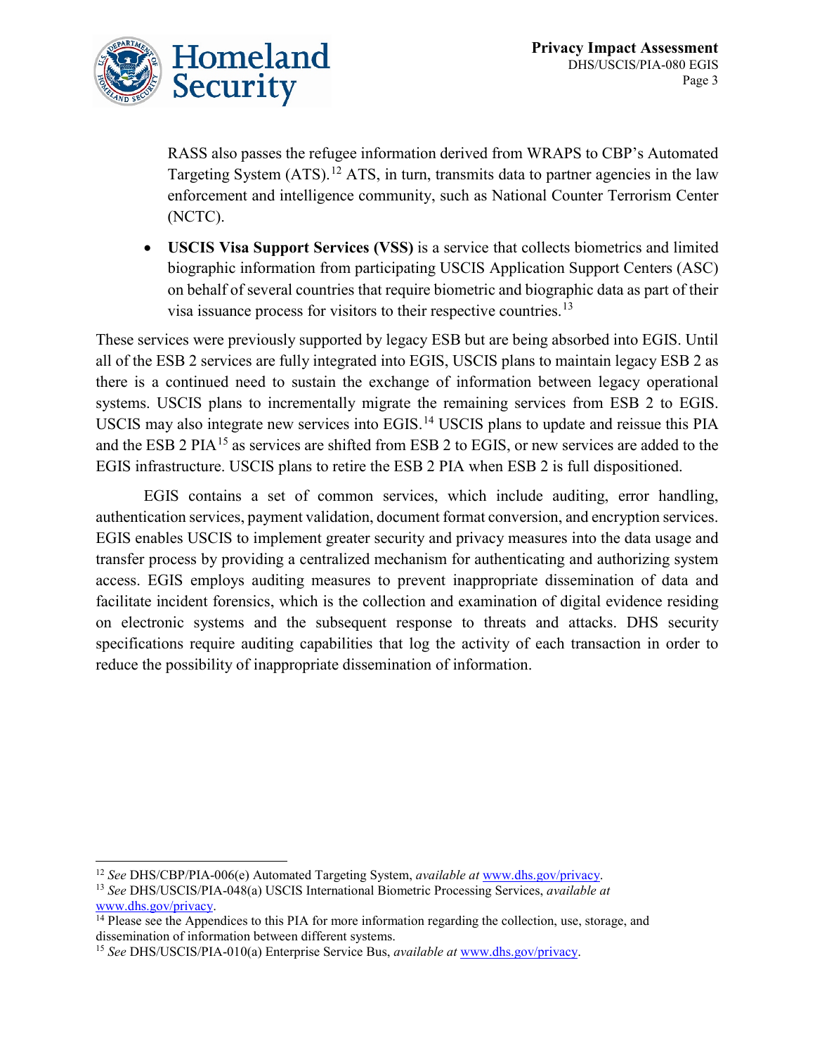RASS also passes the refugee information derived from WRAPS to CBP's Automated Targeting System (ATS).[12] ATS, in turn, transmits data to partner agencies in the law enforcement and intelligence community, such as National Counter Terrorism Center (NCTC).

- **USCIS Visa Support Services (VSS)** is a service that collects biometrics and limited biographic information from participating USCIS Application Support Centers (ASC) on behalf of several countries that require biometric and biographic data as part of their visa issuance process for visitors to their respective countries.[13]

These services were previously supported by legacy ESB but are being absorbed into EGIS. Until all of the ESB 2 services are fully integrated into EGIS, USCIS plans to maintain legacy ESB 2 as there is a continued need to sustain the exchange of information between legacy operational systems. USCIS plans to incrementally migrate the remaining services from ESB 2 to EGIS. USCIS may also integrate new services into EGIS.[14] USCIS plans to update and reissue this PIA and the ESB 2 PIA[15] as services are shifted from ESB 2 to EGIS, or new services are added to the EGIS infrastructure. USCIS plans to retire the ESB 2 PIA when ESB 2 is full dispositioned.

EGIS contains a set of common services, which include auditing, error handling, authentication services, payment validation, document format conversion, and encryption services. EGIS enables USCIS to implement greater security and privacy measures into the data usage and transfer process by providing a centralized mechanism for authenticating and authorizing system access. EGIS employs auditing measures to prevent inappropriate dissemination of data and facilitate incident forensics, which is the collection and examination of digital evidence residing on electronic systems and the subsequent response to threats and attacks. DHS security specifications require auditing capabilities that log the activity of each transaction in order to reduce the possibility of inappropriate dissemination of information.

---

[12] *See* DHS/CBP/PIA-006(e) Automated Targeting System, *available at* www.dhs.gov/privacy.

[13] *See* DHS/USCIS/PIA-048(a) USCIS International Biometric Processing Services, *available at* www.dhs.gov/privacy.

[14] Please see the Appendices to this PIA for more information regarding the collection, use, storage, and dissemination of information between different systems.

[15] *See* DHS/USCIS/PIA-010(a) Enterprise Service Bus, *available at* www.dhs.gov/privacy.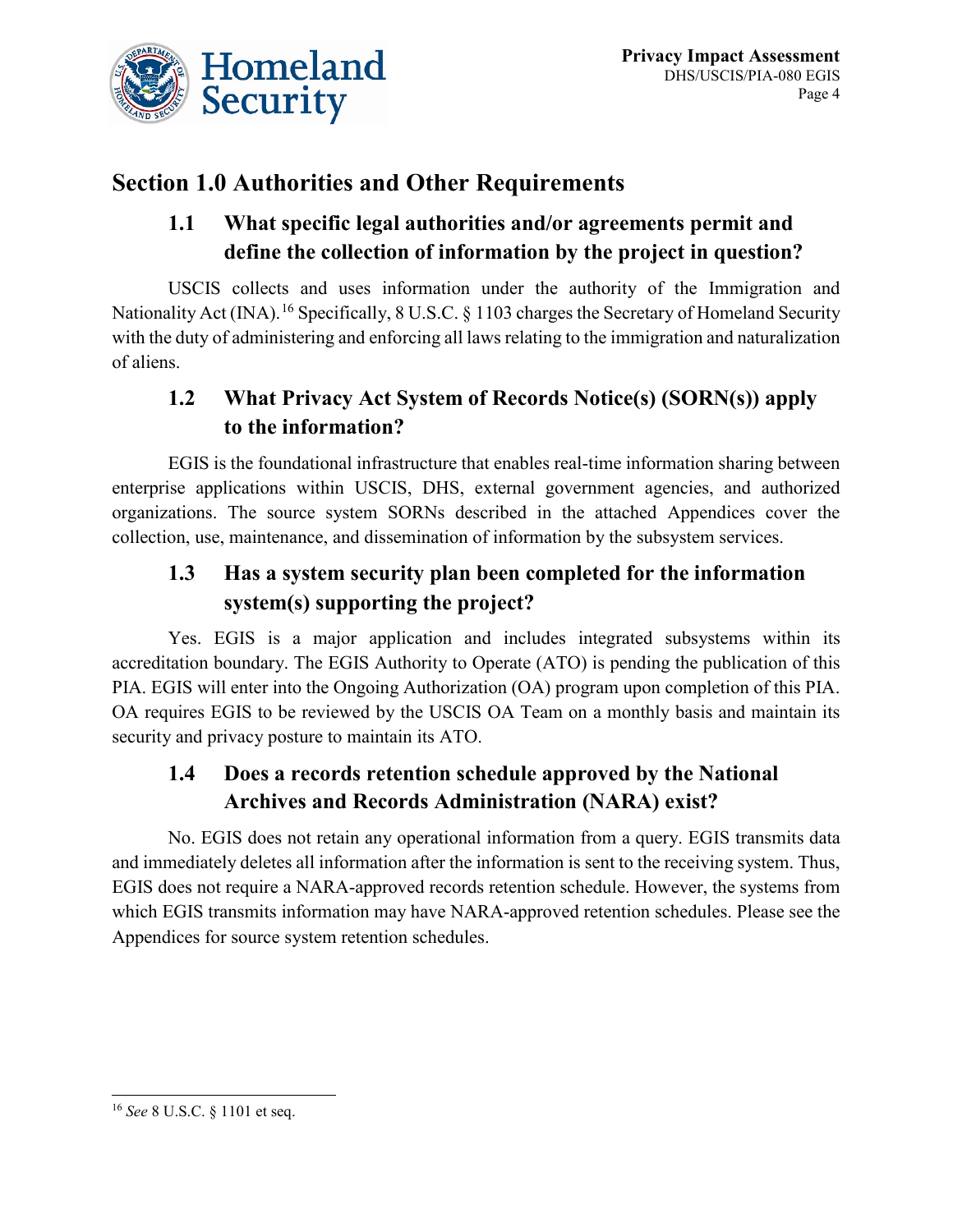## Section 1.0 Authorities and Other Requirements

### 1.1 What specific legal authorities and/or agreements permit and define the collection of information by the project in question?

USCIS collects and uses information under the authority of the Immigration and Nationality Act (INA).[16] Specifically, 8 U.S.C. § 1103 charges the Secretary of Homeland Security with the duty of administering and enforcing all laws relating to the immigration and naturalization of aliens.

### 1.2 What Privacy Act System of Records Notice(s) (SORN(s)) apply to the information?

EGIS is the foundational infrastructure that enables real-time information sharing between enterprise applications within USCIS, DHS, external government agencies, and authorized organizations. The source system SORNs described in the attached Appendices cover the collection, use, maintenance, and dissemination of information by the subsystem services.

### 1.3 Has a system security plan been completed for the information system(s) supporting the project?

Yes. EGIS is a major application and includes integrated subsystems within its accreditation boundary. The EGIS Authority to Operate (ATO) is pending the publication of this PIA. EGIS will enter into the Ongoing Authorization (OA) program upon completion of this PIA. OA requires EGIS to be reviewed by the USCIS OA Team on a monthly basis and maintain its security and privacy posture to maintain its ATO.

### 1.4 Does a records retention schedule approved by the National Archives and Records Administration (NARA) exist?

No. EGIS does not retain any operational information from a query. EGIS transmits data and immediately deletes all information after the information is sent to the receiving system. Thus, EGIS does not require a NARA-approved records retention schedule. However, the systems from which EGIS transmits information may have NARA-approved retention schedules. Please see the Appendices for source system retention schedules.

---

[16] *See* 8 U.S.C. § 1101 et seq.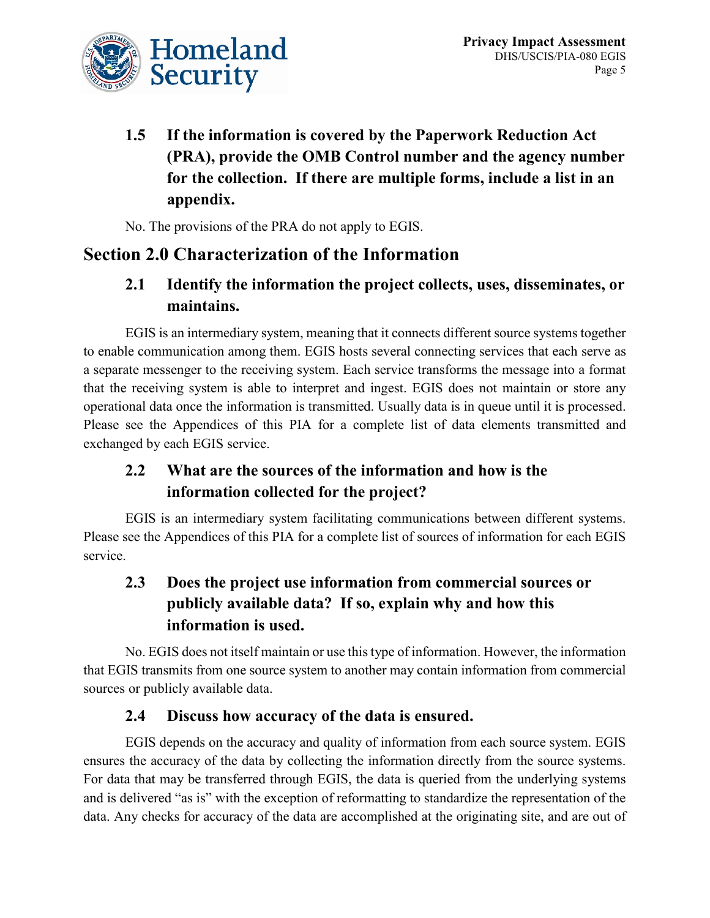### 1.5 If the information is covered by the Paperwork Reduction Act (PRA), provide the OMB Control number and the agency number for the collection. If there are multiple forms, include a list in an appendix.

No. The provisions of the PRA do not apply to EGIS.

## Section 2.0 Characterization of the Information

### 2.1 Identify the information the project collects, uses, disseminates, or maintains.

EGIS is an intermediary system, meaning that it connects different source systems together to enable communication among them. EGIS hosts several connecting services that each serve as a separate messenger to the receiving system. Each service transforms the message into a format that the receiving system is able to interpret and ingest. EGIS does not maintain or store any operational data once the information is transmitted. Usually data is in queue until it is processed. Please see the Appendices of this PIA for a complete list of data elements transmitted and exchanged by each EGIS service.

### 2.2 What are the sources of the information and how is the information collected for the project?

EGIS is an intermediary system facilitating communications between different systems. Please see the Appendices of this PIA for a complete list of sources of information for each EGIS service.

### 2.3 Does the project use information from commercial sources or publicly available data? If so, explain why and how this information is used.

No. EGIS does not itself maintain or use this type of information. However, the information that EGIS transmits from one source system to another may contain information from commercial sources or publicly available data.

### 2.4 Discuss how accuracy of the data is ensured.

EGIS depends on the accuracy and quality of information from each source system. EGIS ensures the accuracy of the data by collecting the information directly from the source systems. For data that may be transferred through EGIS, the data is queried from the underlying systems and is delivered "as is" with the exception of reformatting to standardize the representation of the data. Any checks for accuracy of the data are accomplished at the originating site, and are out of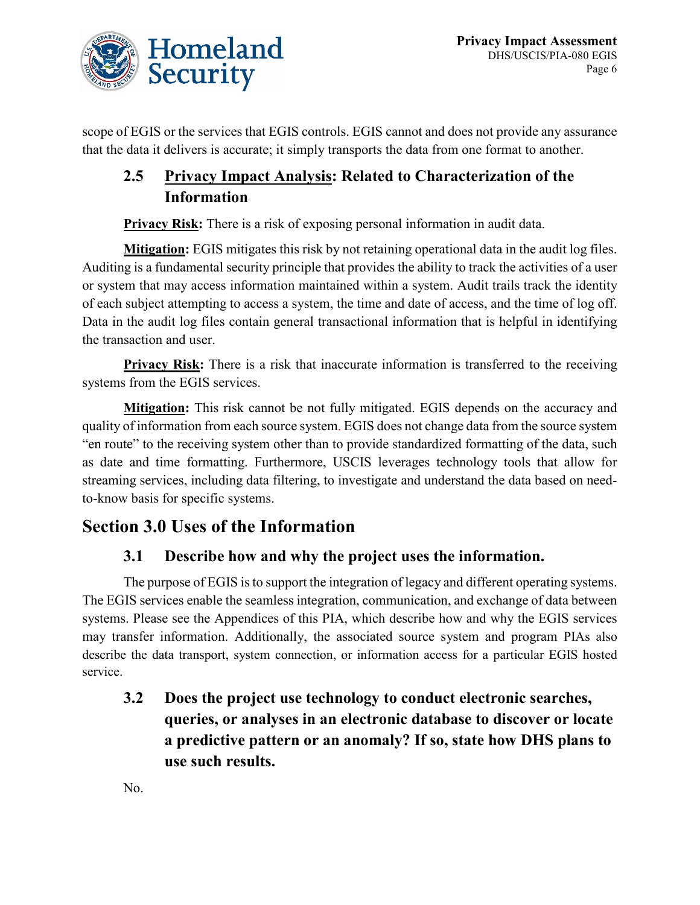scope of EGIS or the services that EGIS controls. EGIS cannot and does not provide any assurance that the data it delivers is accurate; it simply transports the data from one format to another.

### 2.5 <u>Privacy Impact Analysis</u>: Related to Characterization of the Information

**<u>Privacy Risk</u>:** There is a risk of exposing personal information in audit data.

**<u>Mitigation</u>:** EGIS mitigates this risk by not retaining operational data in the audit log files. Auditing is a fundamental security principle that provides the ability to track the activities of a user or system that may access information maintained within a system. Audit trails track the identity of each subject attempting to access a system, the time and date of access, and the time of log off. Data in the audit log files contain general transactional information that is helpful in identifying the transaction and user.

**<u>Privacy Risk</u>:** There is a risk that inaccurate information is transferred to the receiving systems from the EGIS services.

**<u>Mitigation</u>:** This risk cannot be not fully mitigated. EGIS depends on the accuracy and quality of information from each source system. EGIS does not change data from the source system "en route" to the receiving system other than to provide standardized formatting of the data, such as date and time formatting. Furthermore, USCIS leverages technology tools that allow for streaming services, including data filtering, to investigate and understand the data based on need-to-know basis for specific systems.

## Section 3.0 Uses of the Information

### 3.1 Describe how and why the project uses the information.

The purpose of EGIS is to support the integration of legacy and different operating systems. The EGIS services enable the seamless integration, communication, and exchange of data between systems. Please see the Appendices of this PIA, which describe how and why the EGIS services may transfer information. Additionally, the associated source system and program PIAs also describe the data transport, system connection, or information access for a particular EGIS hosted service.

### 3.2 Does the project use technology to conduct electronic searches, queries, or analyses in an electronic database to discover or locate a predictive pattern or an anomaly? If so, state how DHS plans to use such results.

No.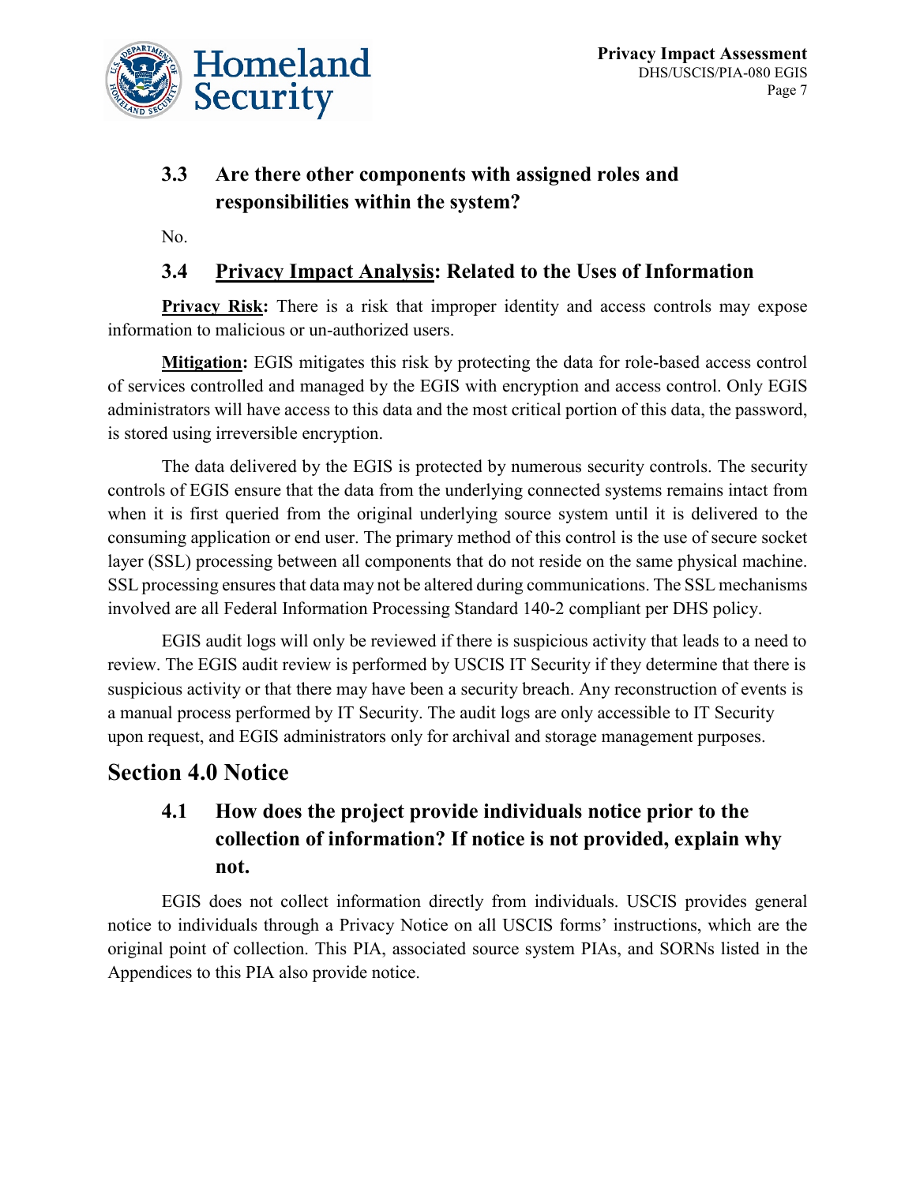### 3.3 Are there other components with assigned roles and responsibilities within the system?

No.

### 3.4 <u>Privacy Impact Analysis</u>: Related to the Uses of Information

**<u>Privacy Risk</u>:** There is a risk that improper identity and access controls may expose information to malicious or un-authorized users.

**<u>Mitigation</u>:** EGIS mitigates this risk by protecting the data for role-based access control of services controlled and managed by the EGIS with encryption and access control. Only EGIS administrators will have access to this data and the most critical portion of this data, the password, is stored using irreversible encryption.

The data delivered by the EGIS is protected by numerous security controls. The security controls of EGIS ensure that the data from the underlying connected systems remains intact from when it is first queried from the original underlying source system until it is delivered to the consuming application or end user. The primary method of this control is the use of secure socket layer (SSL) processing between all components that do not reside on the same physical machine. SSL processing ensures that data may not be altered during communications. The SSL mechanisms involved are all Federal Information Processing Standard 140-2 compliant per DHS policy.

EGIS audit logs will only be reviewed if there is suspicious activity that leads to a need to review. The EGIS audit review is performed by USCIS IT Security if they determine that there is suspicious activity or that there may have been a security breach. Any reconstruction of events is a manual process performed by IT Security. The audit logs are only accessible to IT Security upon request, and EGIS administrators only for archival and storage management purposes.

## Section 4.0 Notice

### 4.1 How does the project provide individuals notice prior to the collection of information? If notice is not provided, explain why not.

EGIS does not collect information directly from individuals. USCIS provides general notice to individuals through a Privacy Notice on all USCIS forms' instructions, which are the original point of collection. This PIA, associated source system PIAs, and SORNs listed in the Appendices to this PIA also provide notice.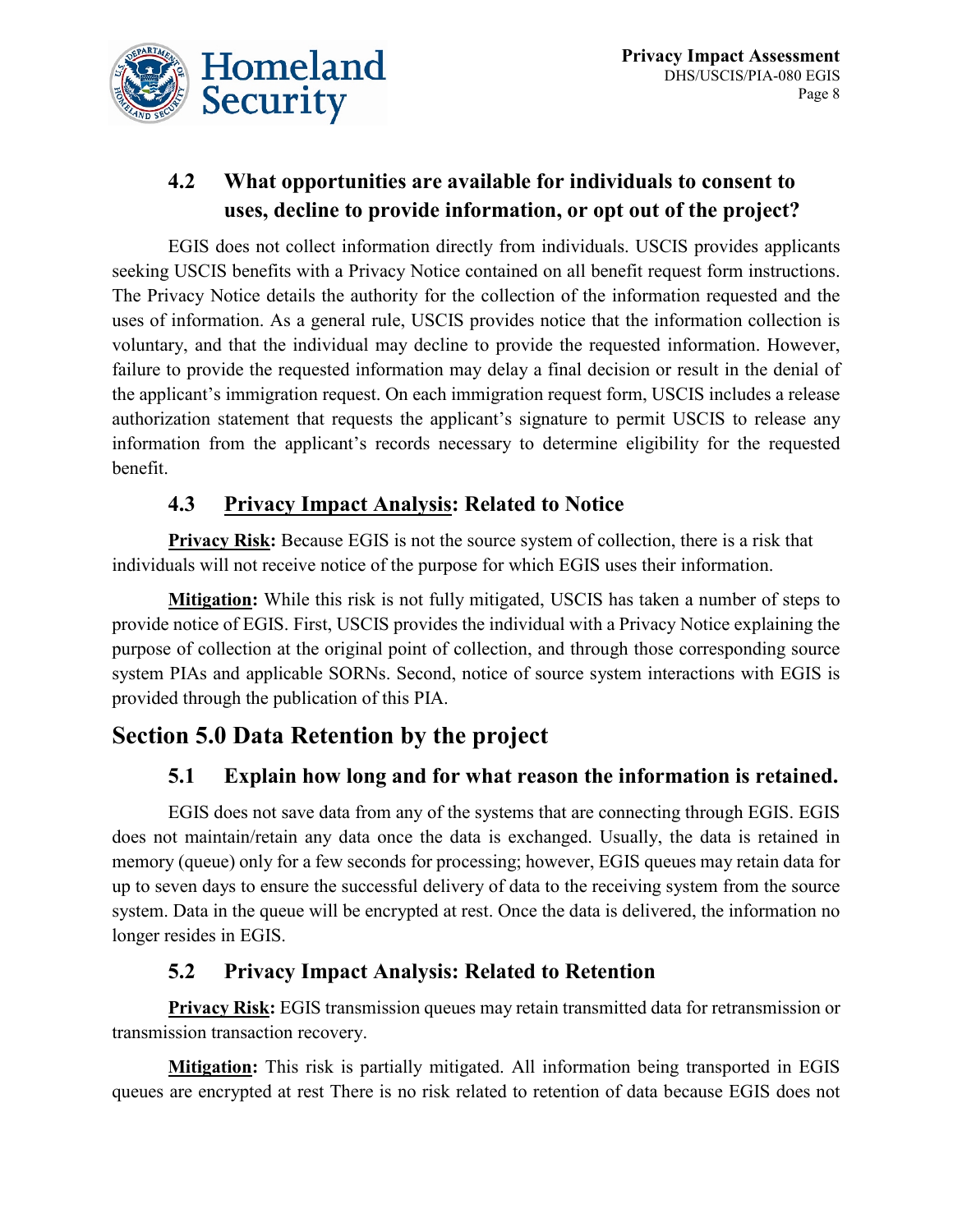### 4.2 What opportunities are available for individuals to consent to uses, decline to provide information, or opt out of the project?

EGIS does not collect information directly from individuals. USCIS provides applicants seeking USCIS benefits with a Privacy Notice contained on all benefit request form instructions. The Privacy Notice details the authority for the collection of the information requested and the uses of information. As a general rule, USCIS provides notice that the information collection is voluntary, and that the individual may decline to provide the requested information. However, failure to provide the requested information may delay a final decision or result in the denial of the applicant's immigration request. On each immigration request form, USCIS includes a release authorization statement that requests the applicant's signature to permit USCIS to release any information from the applicant's records necessary to determine eligibility for the requested benefit.

### 4.3 Privacy Impact Analysis: Related to Notice

**Privacy Risk:** Because EGIS is not the source system of collection, there is a risk that individuals will not receive notice of the purpose for which EGIS uses their information.

**Mitigation:** While this risk is not fully mitigated, USCIS has taken a number of steps to provide notice of EGIS. First, USCIS provides the individual with a Privacy Notice explaining the purpose of collection at the original point of collection, and through those corresponding source system PIAs and applicable SORNs. Second, notice of source system interactions with EGIS is provided through the publication of this PIA.

## Section 5.0 Data Retention by the project

### 5.1 Explain how long and for what reason the information is retained.

EGIS does not save data from any of the systems that are connecting through EGIS. EGIS does not maintain/retain any data once the data is exchanged. Usually, the data is retained in memory (queue) only for a few seconds for processing; however, EGIS queues may retain data for up to seven days to ensure the successful delivery of data to the receiving system from the source system. Data in the queue will be encrypted at rest. Once the data is delivered, the information no longer resides in EGIS.

### 5.2 Privacy Impact Analysis: Related to Retention

**Privacy Risk:** EGIS transmission queues may retain transmitted data for retransmission or transmission transaction recovery.

**Mitigation:** This risk is partially mitigated. All information being transported in EGIS queues are encrypted at rest There is no risk related to retention of data because EGIS does not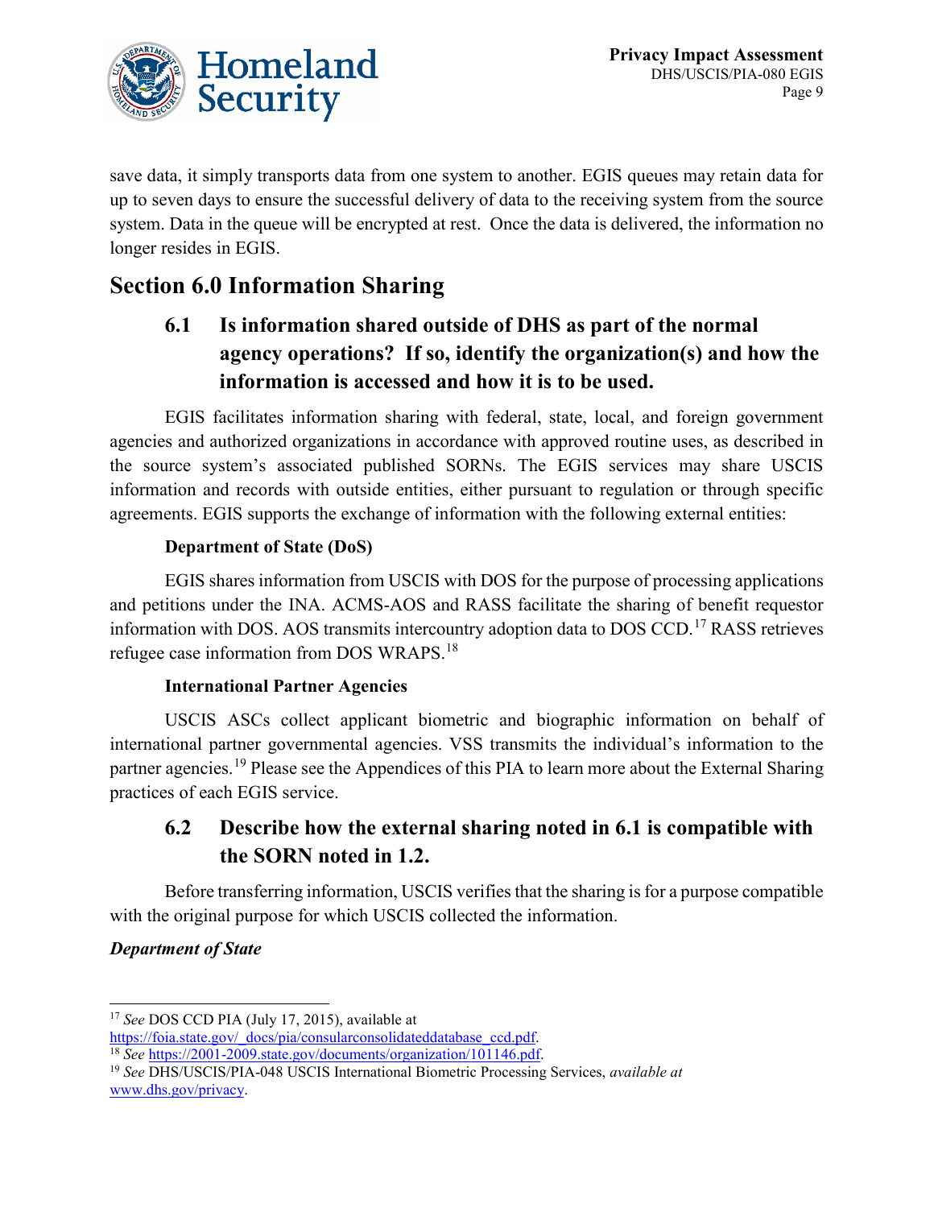save data, it simply transports data from one system to another. EGIS queues may retain data for up to seven days to ensure the successful delivery of data to the receiving system from the source system. Data in the queue will be encrypted at rest. Once the data is delivered, the information no longer resides in EGIS.

# Section 6.0 Information Sharing

## 6.1 Is information shared outside of DHS as part of the normal agency operations? If so, identify the organization(s) and how the information is accessed and how it is to be used.

EGIS facilitates information sharing with federal, state, local, and foreign government agencies and authorized organizations in accordance with approved routine uses, as described in the source system's associated published SORNs. The EGIS services may share USCIS information and records with outside entities, either pursuant to regulation or through specific agreements. EGIS supports the exchange of information with the following external entities:

**Department of State (DoS)**

EGIS shares information from USCIS with DOS for the purpose of processing applications and petitions under the INA. ACMS-AOS and RASS facilitate the sharing of benefit requestor information with DOS. AOS transmits intercountry adoption data to DOS CCD.[17] RASS retrieves refugee case information from DOS WRAPS.[18]

**International Partner Agencies**

USCIS ASCs collect applicant biometric and biographic information on behalf of international partner governmental agencies. VSS transmits the individual's information to the partner agencies.[19] Please see the Appendices of this PIA to learn more about the External Sharing practices of each EGIS service.

## 6.2 Describe how the external sharing noted in 6.1 is compatible with the SORN noted in 1.2.

Before transferring information, USCIS verifies that the sharing is for a purpose compatible with the original purpose for which USCIS collected the information.

***Department of State***

---

[17] *See* DOS CCD PIA (July 17, 2015), available at https://foia.state.gov/_docs/pia/consularconsolidateddatabase_ccd.pdf.

[18] *See* https://2001-2009.state.gov/documents/organization/101146.pdf.

[19] *See* DHS/USCIS/PIA-048 USCIS International Biometric Processing Services, *available at* www.dhs.gov/privacy.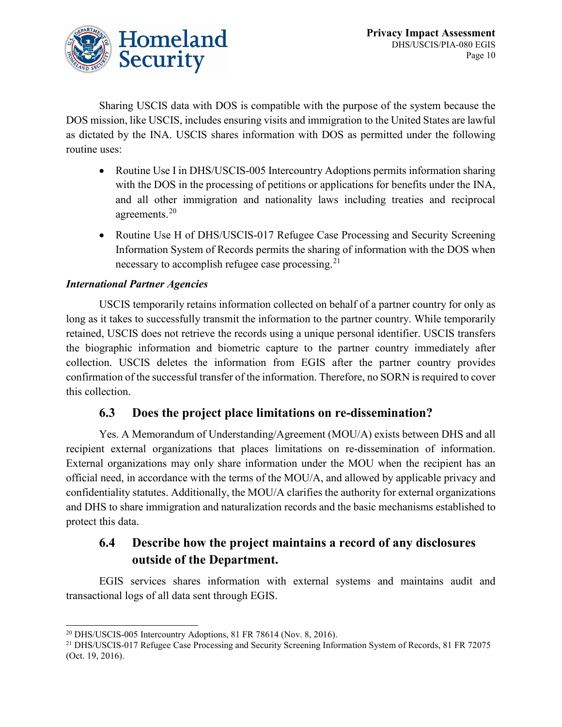Sharing USCIS data with DOS is compatible with the purpose of the system because the DOS mission, like USCIS, includes ensuring visits and immigration to the United States are lawful as dictated by the INA. USCIS shares information with DOS as permitted under the following routine uses:

- Routine Use I in DHS/USCIS-005 Intercountry Adoptions permits information sharing with the DOS in the processing of petitions or applications for benefits under the INA, and all other immigration and nationality laws including treaties and reciprocal agreements.[20]
- Routine Use H of DHS/USCIS-017 Refugee Case Processing and Security Screening Information System of Records permits the sharing of information with the DOS when necessary to accomplish refugee case processing.[21]

***International Partner Agencies***

USCIS temporarily retains information collected on behalf of a partner country for only as long as it takes to successfully transmit the information to the partner country. While temporarily retained, USCIS does not retrieve the records using a unique personal identifier. USCIS transfers the biographic information and biometric capture to the partner country immediately after collection. USCIS deletes the information from EGIS after the partner country provides confirmation of the successful transfer of the information. Therefore, no SORN is required to cover this collection.

## 6.3 Does the project place limitations on re-dissemination?

Yes. A Memorandum of Understanding/Agreement (MOU/A) exists between DHS and all recipient external organizations that places limitations on re-dissemination of information. External organizations may only share information under the MOU when the recipient has an official need, in accordance with the terms of the MOU/A, and allowed by applicable privacy and confidentiality statutes. Additionally, the MOU/A clarifies the authority for external organizations and DHS to share immigration and naturalization records and the basic mechanisms established to protect this data.

## 6.4 Describe how the project maintains a record of any disclosures outside of the Department.

EGIS services shares information with external systems and maintains audit and transactional logs of all data sent through EGIS.

---

[20] DHS/USCIS-005 Intercountry Adoptions, 81 FR 78614 (Nov. 8, 2016).

[21] DHS/USCIS-017 Refugee Case Processing and Security Screening Information System of Records, 81 FR 72075 (Oct. 19, 2016).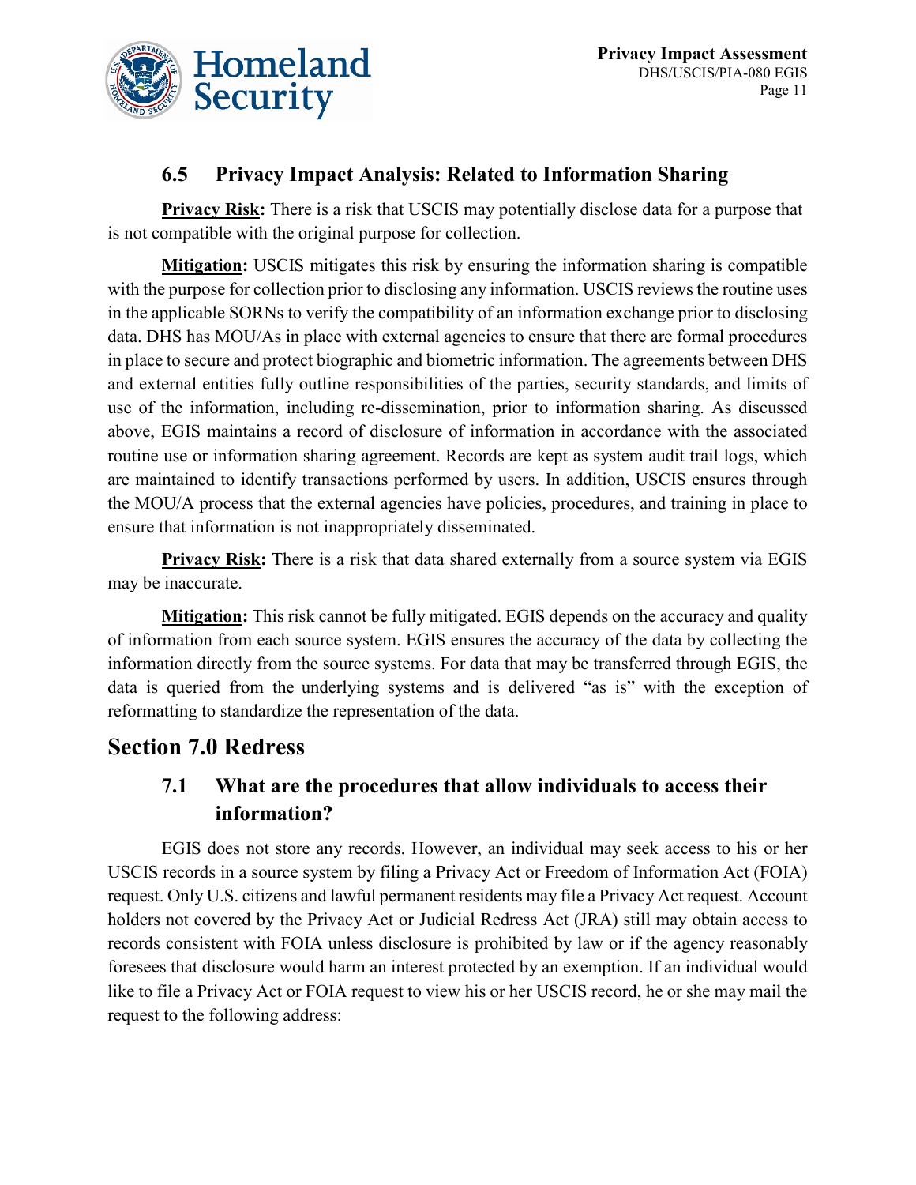### 6.5 Privacy Impact Analysis: Related to Information Sharing

**Privacy Risk:** There is a risk that USCIS may potentially disclose data for a purpose that is not compatible with the original purpose for collection.

**Mitigation:** USCIS mitigates this risk by ensuring the information sharing is compatible with the purpose for collection prior to disclosing any information. USCIS reviews the routine uses in the applicable SORNs to verify the compatibility of an information exchange prior to disclosing data. DHS has MOU/As in place with external agencies to ensure that there are formal procedures in place to secure and protect biographic and biometric information. The agreements between DHS and external entities fully outline responsibilities of the parties, security standards, and limits of use of the information, including re-dissemination, prior to information sharing. As discussed above, EGIS maintains a record of disclosure of information in accordance with the associated routine use or information sharing agreement. Records are kept as system audit trail logs, which are maintained to identify transactions performed by users. In addition, USCIS ensures through the MOU/A process that the external agencies have policies, procedures, and training in place to ensure that information is not inappropriately disseminated.

**Privacy Risk:** There is a risk that data shared externally from a source system via EGIS may be inaccurate.

**Mitigation:** This risk cannot be fully mitigated. EGIS depends on the accuracy and quality of information from each source system. EGIS ensures the accuracy of the data by collecting the information directly from the source systems. For data that may be transferred through EGIS, the data is queried from the underlying systems and is delivered "as is" with the exception of reformatting to standardize the representation of the data.

## Section 7.0 Redress

### 7.1 What are the procedures that allow individuals to access their information?

EGIS does not store any records. However, an individual may seek access to his or her USCIS records in a source system by filing a Privacy Act or Freedom of Information Act (FOIA) request. Only U.S. citizens and lawful permanent residents may file a Privacy Act request. Account holders not covered by the Privacy Act or Judicial Redress Act (JRA) still may obtain access to records consistent with FOIA unless disclosure is prohibited by law or if the agency reasonably foresees that disclosure would harm an interest protected by an exemption. If an individual would like to file a Privacy Act or FOIA request to view his or her USCIS record, he or she may mail the request to the following address: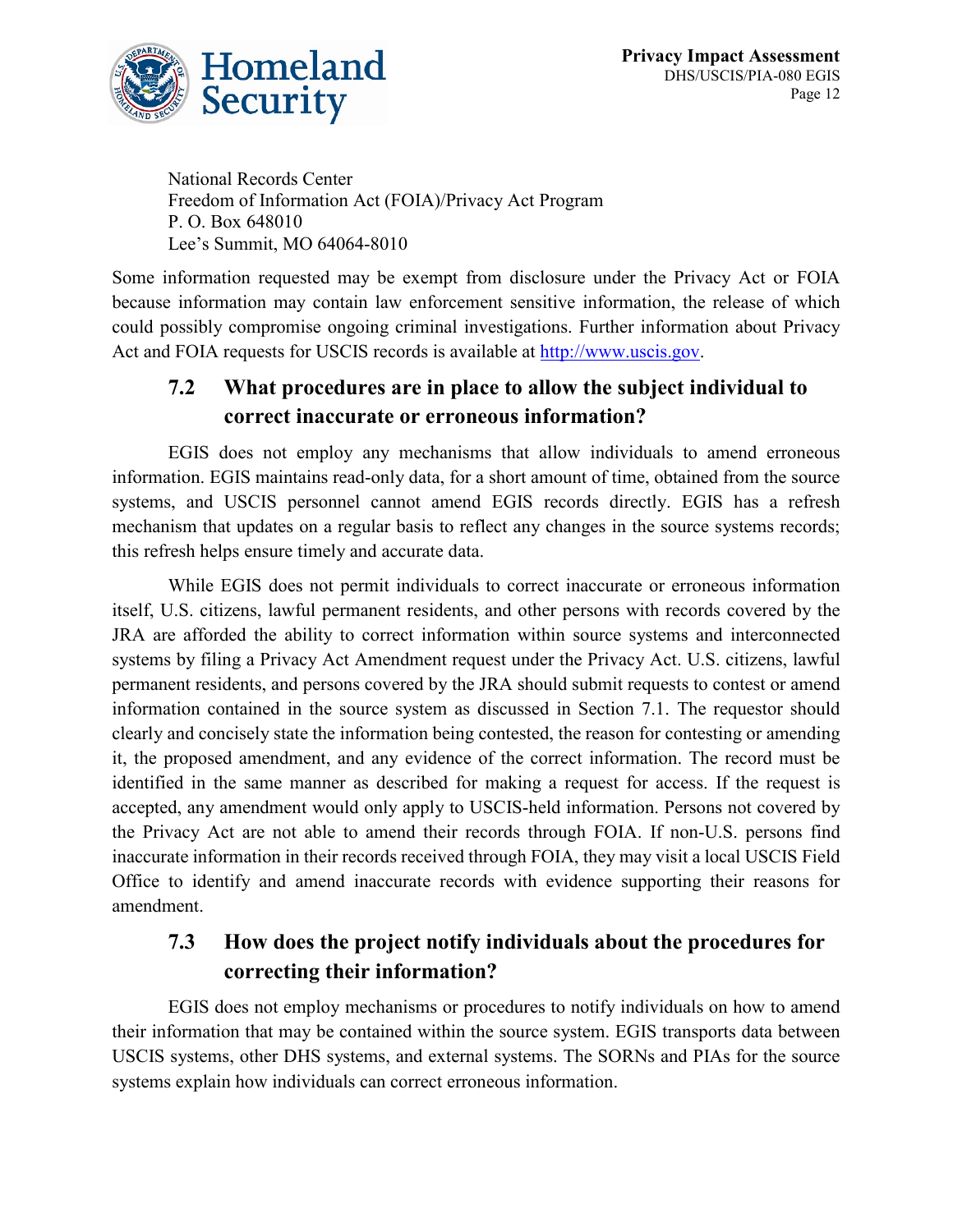National Records Center
Freedom of Information Act (FOIA)/Privacy Act Program
P. O. Box 648010
Lee's Summit, MO 64064-8010

Some information requested may be exempt from disclosure under the Privacy Act or FOIA because information may contain law enforcement sensitive information, the release of which could possibly compromise ongoing criminal investigations. Further information about Privacy Act and FOIA requests for USCIS records is available at http://www.uscis.gov.

## 7.2 What procedures are in place to allow the subject individual to correct inaccurate or erroneous information?

EGIS does not employ any mechanisms that allow individuals to amend erroneous information. EGIS maintains read-only data, for a short amount of time, obtained from the source systems, and USCIS personnel cannot amend EGIS records directly. EGIS has a refresh mechanism that updates on a regular basis to reflect any changes in the source systems records; this refresh helps ensure timely and accurate data.

While EGIS does not permit individuals to correct inaccurate or erroneous information itself, U.S. citizens, lawful permanent residents, and other persons with records covered by the JRA are afforded the ability to correct information within source systems and interconnected systems by filing a Privacy Act Amendment request under the Privacy Act. U.S. citizens, lawful permanent residents, and persons covered by the JRA should submit requests to contest or amend information contained in the source system as discussed in Section 7.1. The requestor should clearly and concisely state the information being contested, the reason for contesting or amending it, the proposed amendment, and any evidence of the correct information. The record must be identified in the same manner as described for making a request for access. If the request is accepted, any amendment would only apply to USCIS-held information. Persons not covered by the Privacy Act are not able to amend their records through FOIA. If non-U.S. persons find inaccurate information in their records received through FOIA, they may visit a local USCIS Field Office to identify and amend inaccurate records with evidence supporting their reasons for amendment.

## 7.3 How does the project notify individuals about the procedures for correcting their information?

EGIS does not employ mechanisms or procedures to notify individuals on how to amend their information that may be contained within the source system. EGIS transports data between USCIS systems, other DHS systems, and external systems. The SORNs and PIAs for the source systems explain how individuals can correct erroneous information.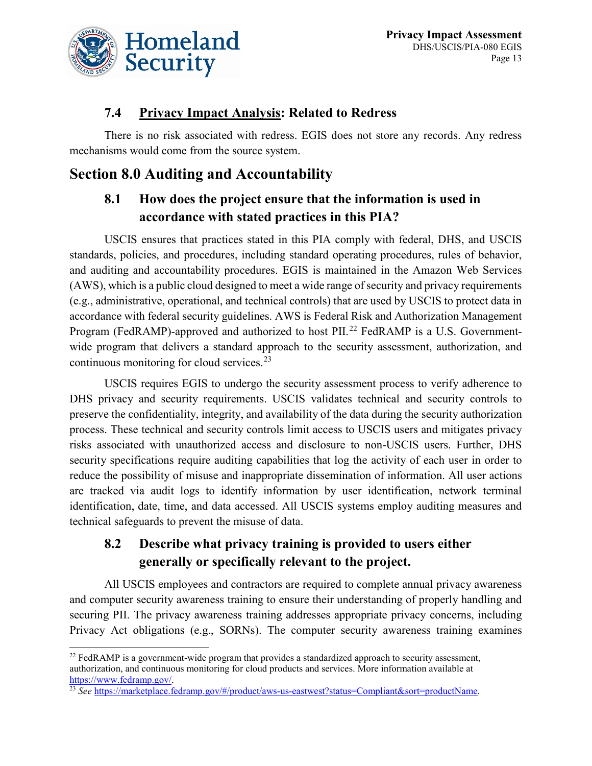### 7.4 <u>Privacy Impact Analysis</u>: Related to Redress

There is no risk associated with redress. EGIS does not store any records. Any redress mechanisms would come from the source system.

## Section 8.0 Auditing and Accountability

### 8.1 How does the project ensure that the information is used in accordance with stated practices in this PIA?

USCIS ensures that practices stated in this PIA comply with federal, DHS, and USCIS standards, policies, and procedures, including standard operating procedures, rules of behavior, and auditing and accountability procedures. EGIS is maintained in the Amazon Web Services (AWS), which is a public cloud designed to meet a wide range of security and privacy requirements (e.g., administrative, operational, and technical controls) that are used by USCIS to protect data in accordance with federal security guidelines. AWS is Federal Risk and Authorization Management Program (FedRAMP)-approved and authorized to host PII.[22] FedRAMP is a U.S. Government-wide program that delivers a standard approach to the security assessment, authorization, and continuous monitoring for cloud services.[23]

USCIS requires EGIS to undergo the security assessment process to verify adherence to DHS privacy and security requirements. USCIS validates technical and security controls to preserve the confidentiality, integrity, and availability of the data during the security authorization process. These technical and security controls limit access to USCIS users and mitigates privacy risks associated with unauthorized access and disclosure to non-USCIS users. Further, DHS security specifications require auditing capabilities that log the activity of each user in order to reduce the possibility of misuse and inappropriate dissemination of information. All user actions are tracked via audit logs to identify information by user identification, network terminal identification, date, time, and data accessed. All USCIS systems employ auditing measures and technical safeguards to prevent the misuse of data.

### 8.2 Describe what privacy training is provided to users either generally or specifically relevant to the project.

All USCIS employees and contractors are required to complete annual privacy awareness and computer security awareness training to ensure their understanding of properly handling and securing PII. The privacy awareness training addresses appropriate privacy concerns, including Privacy Act obligations (e.g., SORNs). The computer security awareness training examines

---

[22] FedRAMP is a government-wide program that provides a standardized approach to security assessment, authorization, and continuous monitoring for cloud products and services. More information available at https://www.fedramp.gov/.

[23] *See* https://marketplace.fedramp.gov/#/product/aws-us-eastwest?status=Compliant&sort=productName.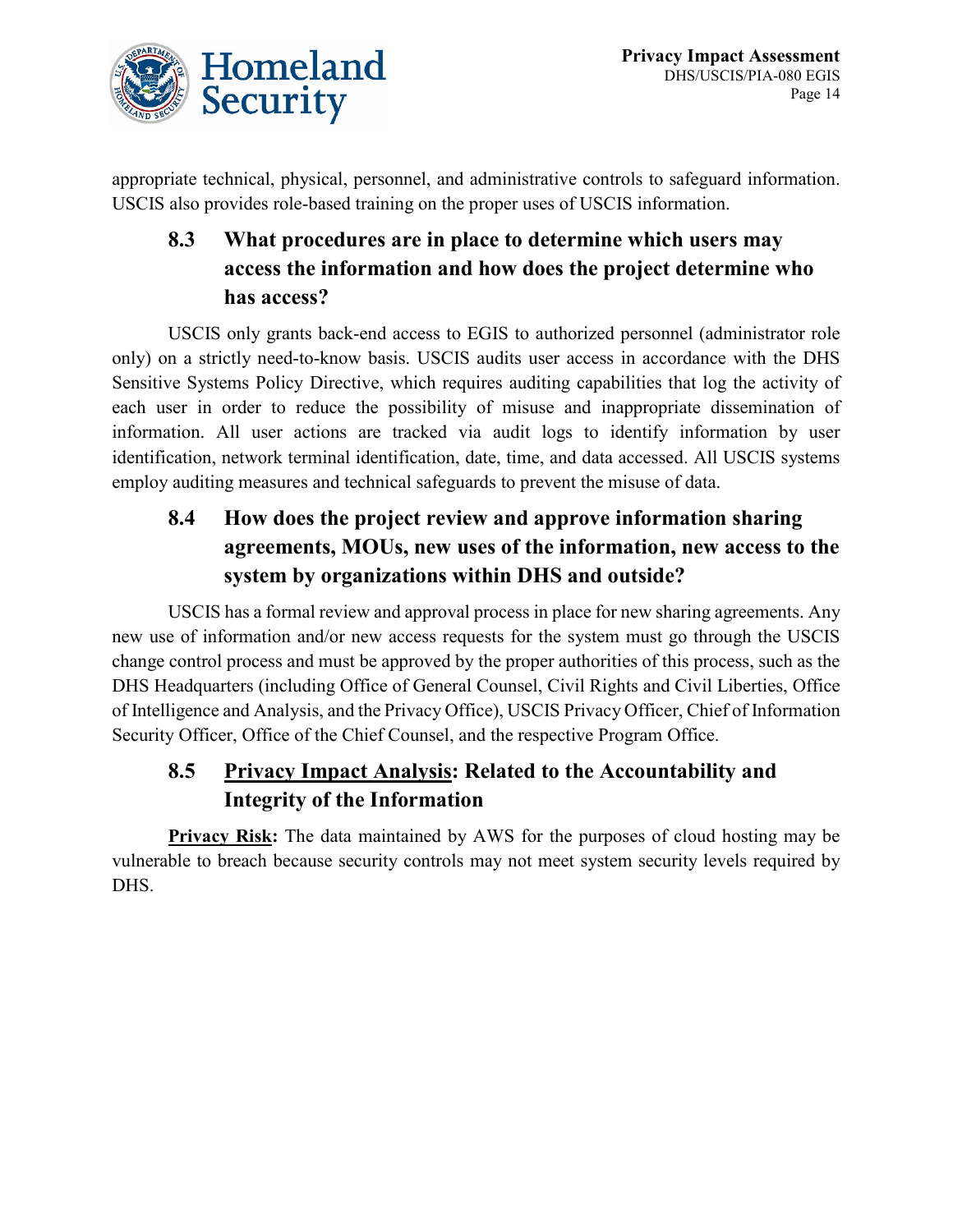appropriate technical, physical, personnel, and administrative controls to safeguard information. USCIS also provides role-based training on the proper uses of USCIS information.

## 8.3 What procedures are in place to determine which users may access the information and how does the project determine who has access?

USCIS only grants back-end access to EGIS to authorized personnel (administrator role only) on a strictly need-to-know basis. USCIS audits user access in accordance with the DHS Sensitive Systems Policy Directive, which requires auditing capabilities that log the activity of each user in order to reduce the possibility of misuse and inappropriate dissemination of information. All user actions are tracked via audit logs to identify information by user identification, network terminal identification, date, time, and data accessed. All USCIS systems employ auditing measures and technical safeguards to prevent the misuse of data.

## 8.4 How does the project review and approve information sharing agreements, MOUs, new uses of the information, new access to the system by organizations within DHS and outside?

USCIS has a formal review and approval process in place for new sharing agreements. Any new use of information and/or new access requests for the system must go through the USCIS change control process and must be approved by the proper authorities of this process, such as the DHS Headquarters (including Office of General Counsel, Civil Rights and Civil Liberties, Office of Intelligence and Analysis, and the Privacy Office), USCIS Privacy Officer, Chief of Information Security Officer, Office of the Chief Counsel, and the respective Program Office.

## 8.5 Privacy Impact Analysis: Related to the Accountability and Integrity of the Information

**Privacy Risk:** The data maintained by AWS for the purposes of cloud hosting may be vulnerable to breach because security controls may not meet system security levels required by DHS.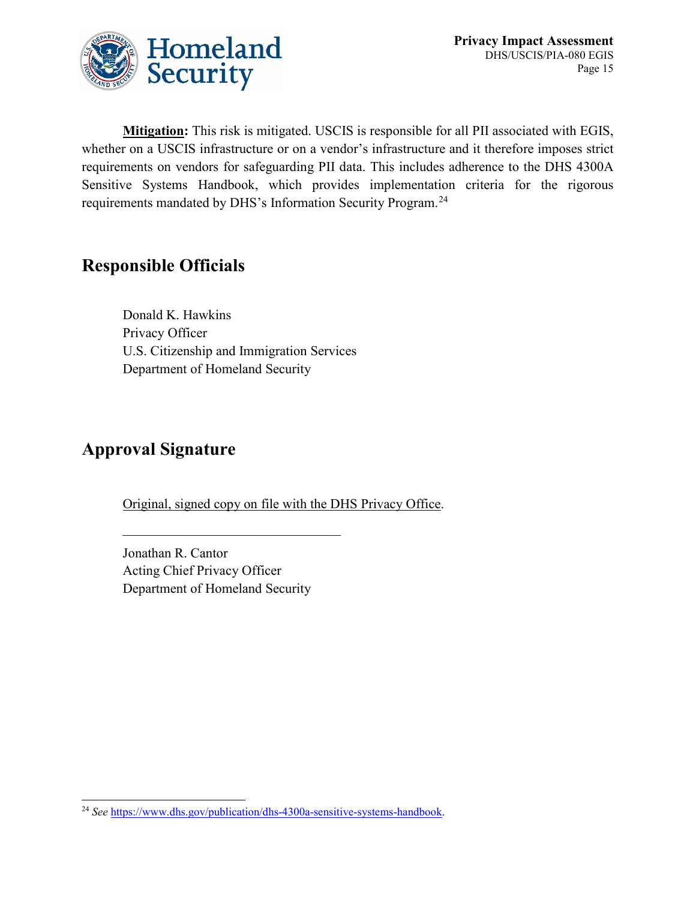**Mitigation:** This risk is mitigated. USCIS is responsible for all PII associated with EGIS, whether on a USCIS infrastructure or on a vendor's infrastructure and it therefore imposes strict requirements on vendors for safeguarding PII data. This includes adherence to the DHS 4300A Sensitive Systems Handbook, which provides implementation criteria for the rigorous requirements mandated by DHS's Information Security Program.[24]

## Responsible Officials

Donald K. Hawkins
Privacy Officer
U.S. Citizenship and Immigration Services
Department of Homeland Security

## Approval Signature

Original, signed copy on file with the DHS Privacy Office.

________________________________

Jonathan R. Cantor
Acting Chief Privacy Officer
Department of Homeland Security

---

[24] *See* https://www.dhs.gov/publication/dhs-4300a-sensitive-systems-handbook.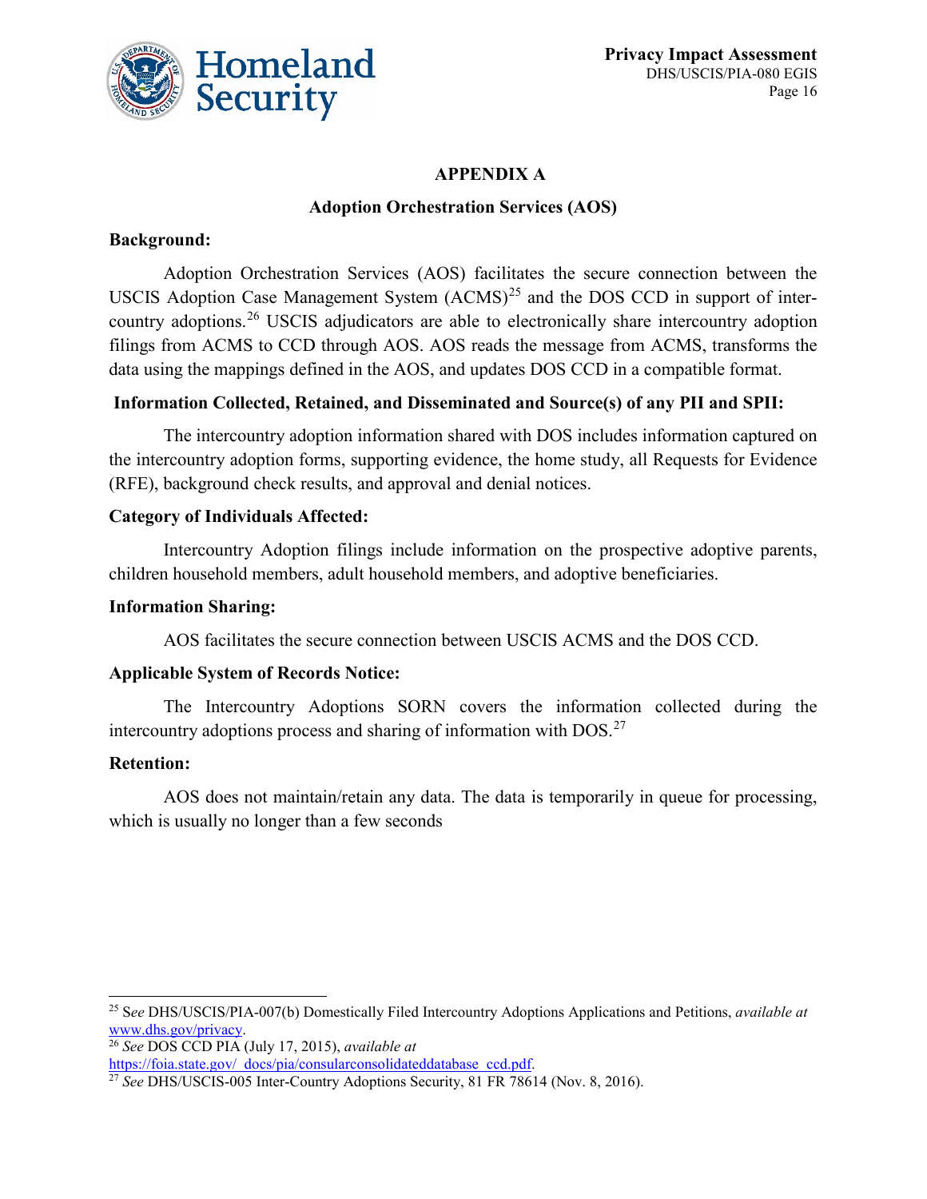# APPENDIX A

## Adoption Orchestration Services (AOS)

**Background:**

Adoption Orchestration Services (AOS) facilitates the secure connection between the USCIS Adoption Case Management System (ACMS)[25] and the DOS CCD in support of intercountry adoptions.[26] USCIS adjudicators are able to electronically share intercountry adoption filings from ACMS to CCD through AOS. AOS reads the message from ACMS, transforms the data using the mappings defined in the AOS, and updates DOS CCD in a compatible format.

**Information Collected, Retained, and Disseminated and Source(s) of any PII and SPII:**

The intercountry adoption information shared with DOS includes information captured on the intercountry adoption forms, supporting evidence, the home study, all Requests for Evidence (RFE), background check results, and approval and denial notices.

**Category of Individuals Affected:**

Intercountry Adoption filings include information on the prospective adoptive parents, children household members, adult household members, and adoptive beneficiaries.

**Information Sharing:**

AOS facilitates the secure connection between USCIS ACMS and the DOS CCD.

**Applicable System of Records Notice:**

The Intercountry Adoptions SORN covers the information collected during the intercountry adoptions process and sharing of information with DOS.[27]

**Retention:**

AOS does not maintain/retain any data. The data is temporarily in queue for processing, which is usually no longer than a few seconds

---

[25] S*ee* DHS/USCIS/PIA-007(b) Domestically Filed Intercountry Adoptions Applications and Petitions, *available at* www.dhs.gov/privacy.

[26] *See* DOS CCD PIA (July 17, 2015), *available at* https://foia.state.gov/_docs/pia/consularconsolidateddatabase_ccd.pdf.

[27] *See* DHS/USCIS-005 Inter-Country Adoptions Security, 81 FR 78614 (Nov. 8, 2016).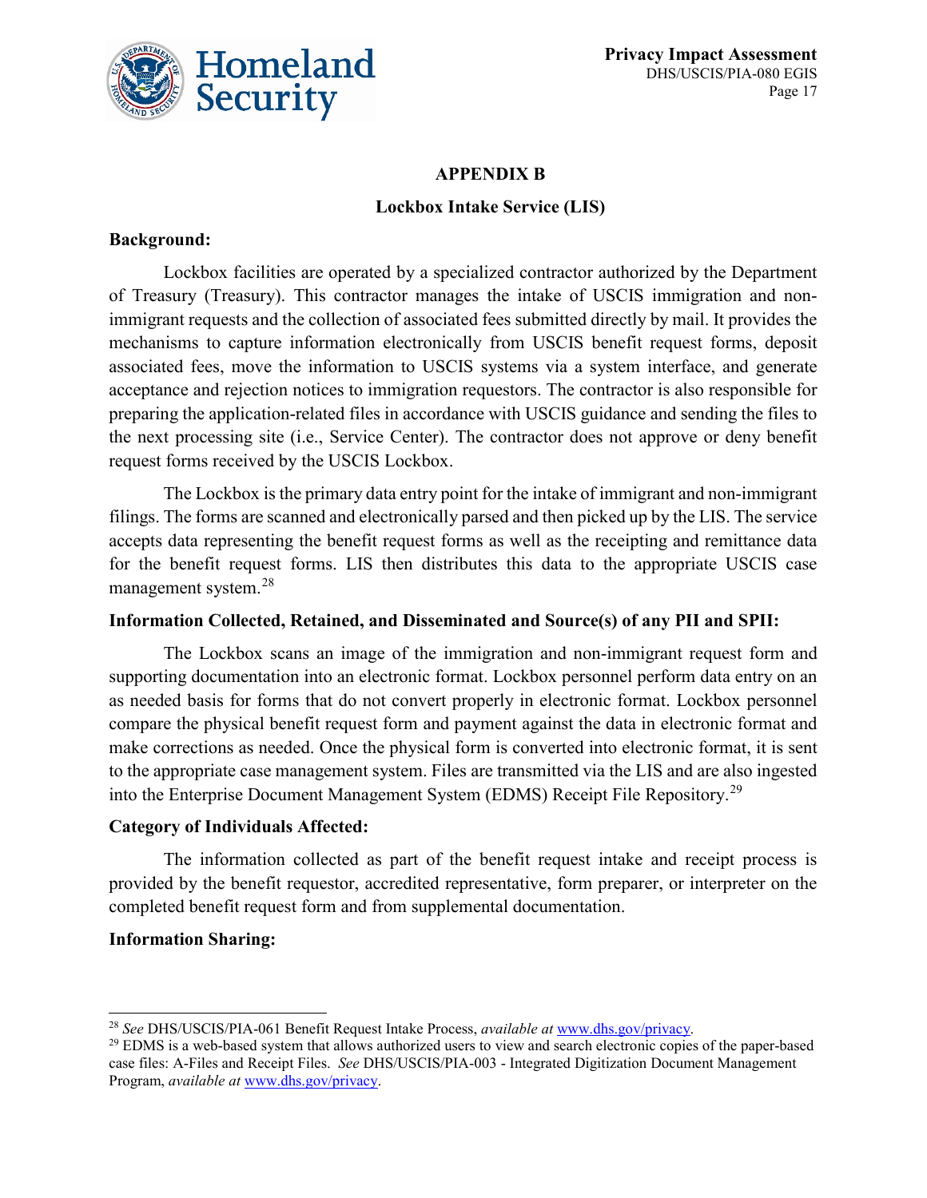## APPENDIX B

### Lockbox Intake Service (LIS)

**Background:**

Lockbox facilities are operated by a specialized contractor authorized by the Department of Treasury (Treasury). This contractor manages the intake of USCIS immigration and non-immigrant requests and the collection of associated fees submitted directly by mail. It provides the mechanisms to capture information electronically from USCIS benefit request forms, deposit associated fees, move the information to USCIS systems via a system interface, and generate acceptance and rejection notices to immigration requestors. The contractor is also responsible for preparing the application-related files in accordance with USCIS guidance and sending the files to the next processing site (i.e., Service Center). The contractor does not approve or deny benefit request forms received by the USCIS Lockbox.

The Lockbox is the primary data entry point for the intake of immigrant and non-immigrant filings. The forms are scanned and electronically parsed and then picked up by the LIS. The service accepts data representing the benefit request forms as well as the receipting and remittance data for the benefit request forms. LIS then distributes this data to the appropriate USCIS case management system.[28]

**Information Collected, Retained, and Disseminated and Source(s) of any PII and SPII:**

The Lockbox scans an image of the immigration and non-immigrant request form and supporting documentation into an electronic format. Lockbox personnel perform data entry on an as needed basis for forms that do not convert properly in electronic format. Lockbox personnel compare the physical benefit request form and payment against the data in electronic format and make corrections as needed. Once the physical form is converted into electronic format, it is sent to the appropriate case management system. Files are transmitted via the LIS and are also ingested into the Enterprise Document Management System (EDMS) Receipt File Repository.[29]

**Category of Individuals Affected:**

The information collected as part of the benefit request intake and receipt process is provided by the benefit requestor, accredited representative, form preparer, or interpreter on the completed benefit request form and from supplemental documentation.

**Information Sharing:**

---

[28] *See* DHS/USCIS/PIA-061 Benefit Request Intake Process, *available at* www.dhs.gov/privacy.

[29] EDMS is a web-based system that allows authorized users to view and search electronic copies of the paper-based case files: A-Files and Receipt Files. *See* DHS/USCIS/PIA-003 - Integrated Digitization Document Management Program, *available at* www.dhs.gov/privacy.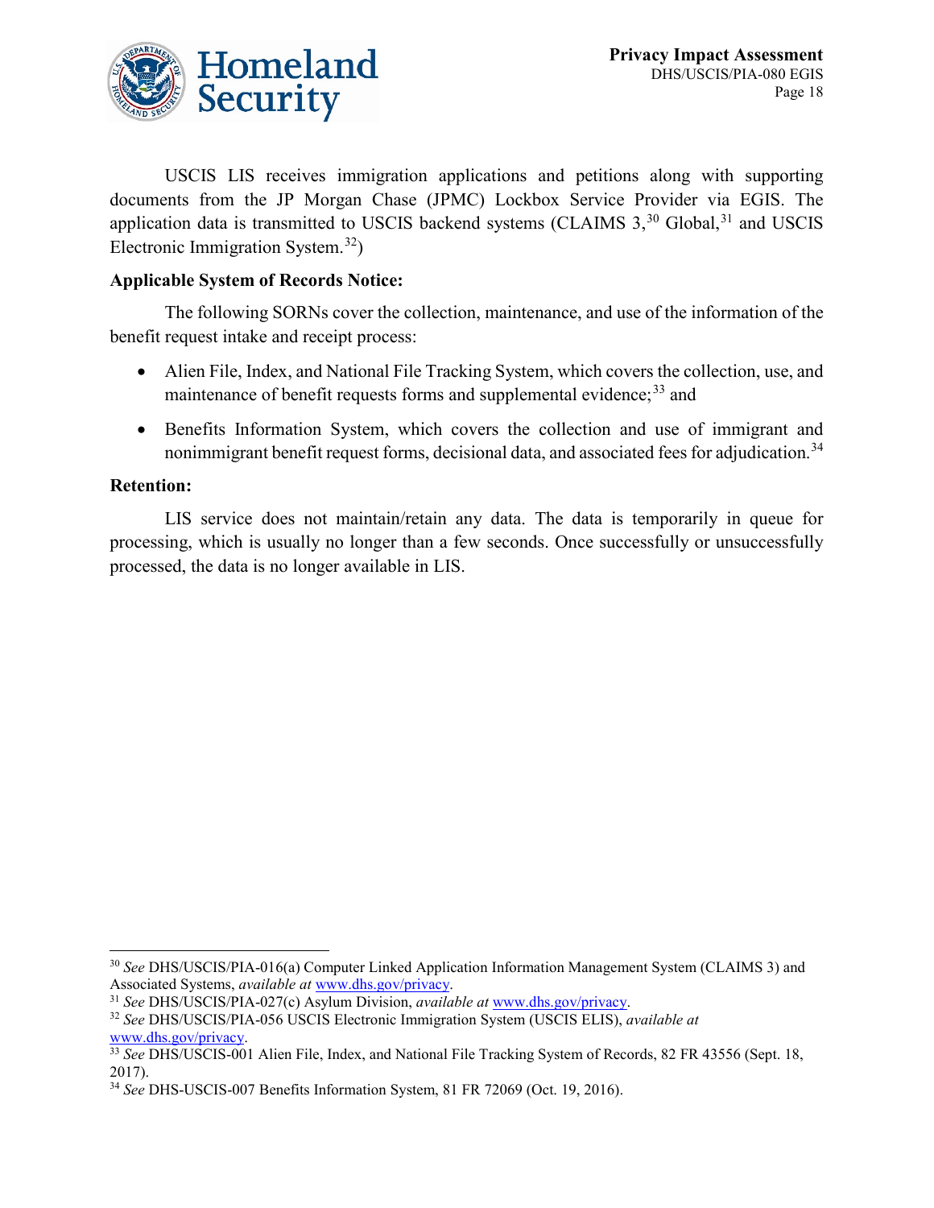USCIS LIS receives immigration applications and petitions along with supporting documents from the JP Morgan Chase (JPMC) Lockbox Service Provider via EGIS. The application data is transmitted to USCIS backend systems (CLAIMS 3,[30] Global,[31] and USCIS Electronic Immigration System.[32])

**Applicable System of Records Notice:**

The following SORNs cover the collection, maintenance, and use of the information of the benefit request intake and receipt process:

- Alien File, Index, and National File Tracking System, which covers the collection, use, and maintenance of benefit requests forms and supplemental evidence;[33] and
- Benefits Information System, which covers the collection and use of immigrant and nonimmigrant benefit request forms, decisional data, and associated fees for adjudication.[34]

**Retention:**

LIS service does not maintain/retain any data. The data is temporarily in queue for processing, which is usually no longer than a few seconds. Once successfully or unsuccessfully processed, the data is no longer available in LIS.

---

[30] *See* DHS/USCIS/PIA-016(a) Computer Linked Application Information Management System (CLAIMS 3) and Associated Systems, *available at* www.dhs.gov/privacy.

[31] *See* DHS/USCIS/PIA-027(c) Asylum Division, *available at* www.dhs.gov/privacy.

[32] *See* DHS/USCIS/PIA-056 USCIS Electronic Immigration System (USCIS ELIS), *available at* www.dhs.gov/privacy.

[33] *See* DHS/USCIS-001 Alien File, Index, and National File Tracking System of Records, 82 FR 43556 (Sept. 18, 2017).

[34] *See* DHS-USCIS-007 Benefits Information System, 81 FR 72069 (Oct. 19, 2016).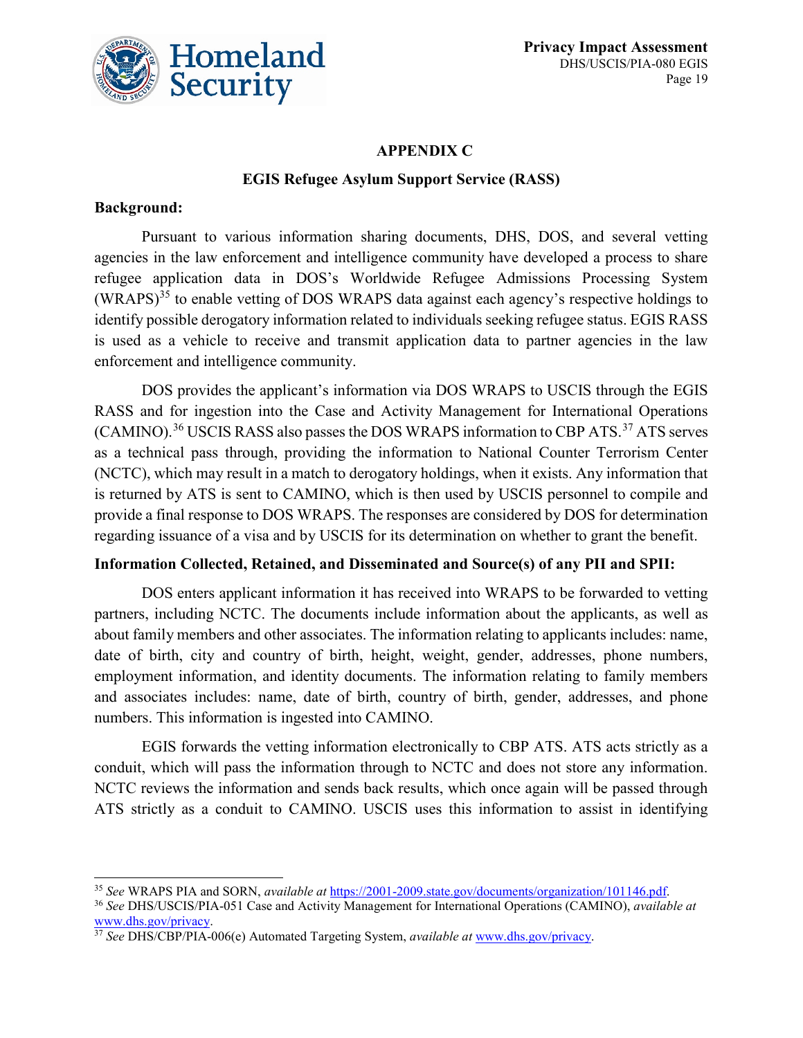## APPENDIX C

### EGIS Refugee Asylum Support Service (RASS)

**Background:**

Pursuant to various information sharing documents, DHS, DOS, and several vetting agencies in the law enforcement and intelligence community have developed a process to share refugee application data in DOS's Worldwide Refugee Admissions Processing System (WRAPS)[35] to enable vetting of DOS WRAPS data against each agency's respective holdings to identify possible derogatory information related to individuals seeking refugee status. EGIS RASS is used as a vehicle to receive and transmit application data to partner agencies in the law enforcement and intelligence community.

DOS provides the applicant's information via DOS WRAPS to USCIS through the EGIS RASS and for ingestion into the Case and Activity Management for International Operations (CAMINO).[36] USCIS RASS also passes the DOS WRAPS information to CBP ATS.[37] ATS serves as a technical pass through, providing the information to National Counter Terrorism Center (NCTC), which may result in a match to derogatory holdings, when it exists. Any information that is returned by ATS is sent to CAMINO, which is then used by USCIS personnel to compile and provide a final response to DOS WRAPS. The responses are considered by DOS for determination regarding issuance of a visa and by USCIS for its determination on whether to grant the benefit.

**Information Collected, Retained, and Disseminated and Source(s) of any PII and SPII:**

DOS enters applicant information it has received into WRAPS to be forwarded to vetting partners, including NCTC. The documents include information about the applicants, as well as about family members and other associates. The information relating to applicants includes: name, date of birth, city and country of birth, height, weight, gender, addresses, phone numbers, employment information, and identity documents. The information relating to family members and associates includes: name, date of birth, country of birth, gender, addresses, and phone numbers. This information is ingested into CAMINO.

EGIS forwards the vetting information electronically to CBP ATS. ATS acts strictly as a conduit, which will pass the information through to NCTC and does not store any information. NCTC reviews the information and sends back results, which once again will be passed through ATS strictly as a conduit to CAMINO. USCIS uses this information to assist in identifying

---

[35] *See* WRAPS PIA and SORN, *available at* https://2001-2009.state.gov/documents/organization/101146.pdf.

[36] *See* DHS/USCIS/PIA-051 Case and Activity Management for International Operations (CAMINO), *available at* www.dhs.gov/privacy.

[37] *See* DHS/CBP/PIA-006(e) Automated Targeting System, *available at* www.dhs.gov/privacy.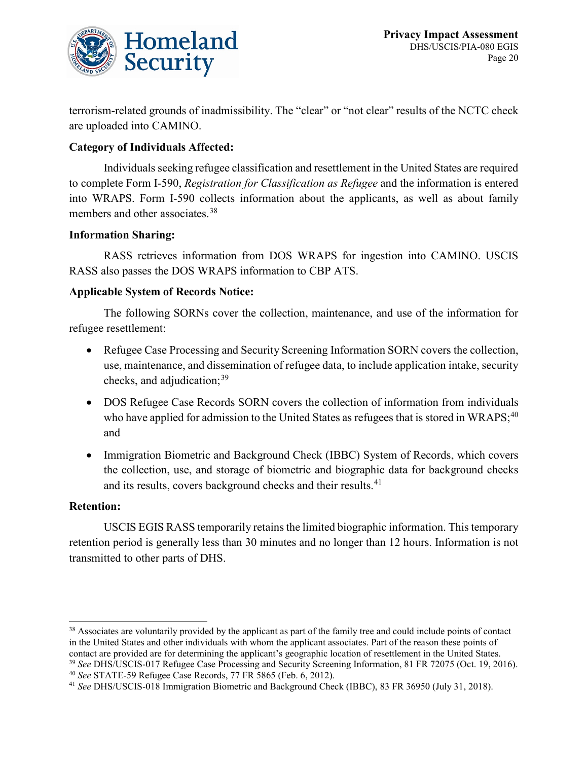terrorism-related grounds of inadmissibility. The "clear" or "not clear" results of the NCTC check are uploaded into CAMINO.

**Category of Individuals Affected:**

Individuals seeking refugee classification and resettlement in the United States are required to complete Form I-590, *Registration for Classification as Refugee* and the information is entered into WRAPS. Form I-590 collects information about the applicants, as well as about family members and other associates.[38]

**Information Sharing:**

RASS retrieves information from DOS WRAPS for ingestion into CAMINO. USCIS RASS also passes the DOS WRAPS information to CBP ATS.

**Applicable System of Records Notice:**

The following SORNs cover the collection, maintenance, and use of the information for refugee resettlement:

- Refugee Case Processing and Security Screening Information SORN covers the collection, use, maintenance, and dissemination of refugee data, to include application intake, security checks, and adjudication;[39]
- DOS Refugee Case Records SORN covers the collection of information from individuals who have applied for admission to the United States as refugees that is stored in WRAPS;[40] and
- Immigration Biometric and Background Check (IBBC) System of Records, which covers the collection, use, and storage of biometric and biographic data for background checks and its results, covers background checks and their results.[41]

**Retention:**

USCIS EGIS RASS temporarily retains the limited biographic information. This temporary retention period is generally less than 30 minutes and no longer than 12 hours. Information is not transmitted to other parts of DHS.

---

[38] Associates are voluntarily provided by the applicant as part of the family tree and could include points of contact in the United States and other individuals with whom the applicant associates. Part of the reason these points of contact are provided are for determining the applicant's geographic location of resettlement in the United States.

[39] *See* DHS/USCIS-017 Refugee Case Processing and Security Screening Information, 81 FR 72075 (Oct. 19, 2016).

[40] *See* STATE-59 Refugee Case Records, 77 FR 5865 (Feb. 6, 2012).

[41] *See* DHS/USCIS-018 Immigration Biometric and Background Check (IBBC), 83 FR 36950 (July 31, 2018).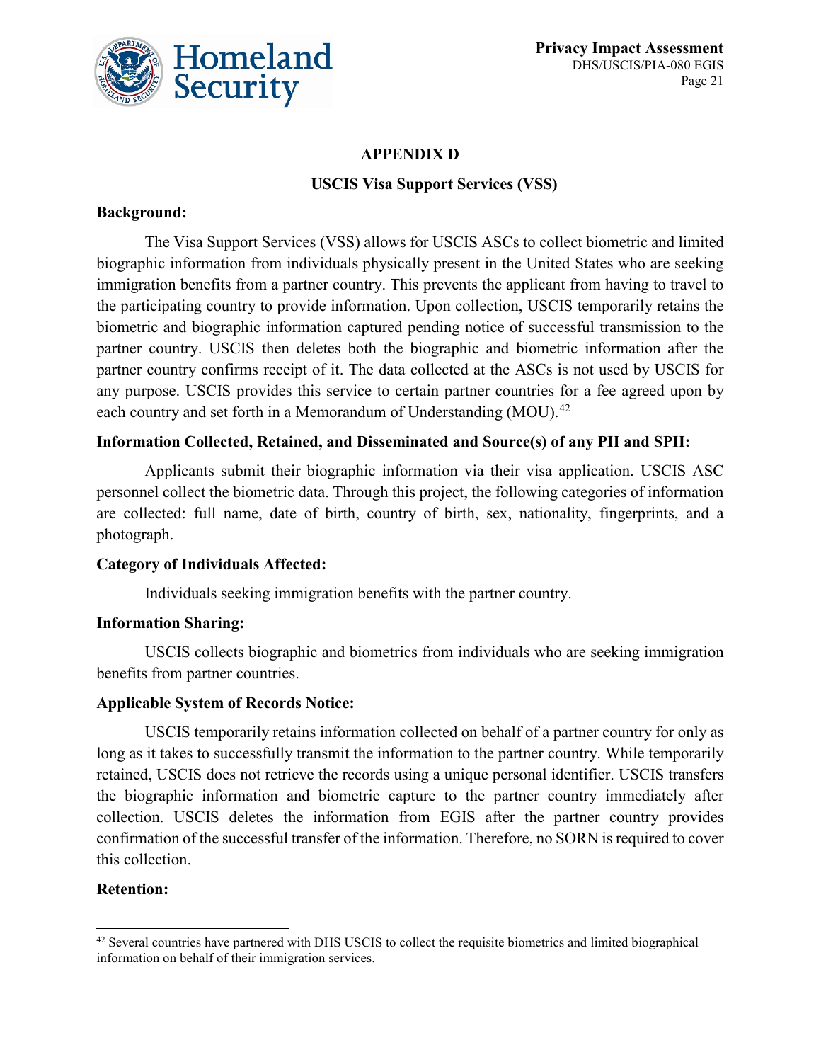## APPENDIX D

### USCIS Visa Support Services (VSS)

**Background:**

The Visa Support Services (VSS) allows for USCIS ASCs to collect biometric and limited biographic information from individuals physically present in the United States who are seeking immigration benefits from a partner country. This prevents the applicant from having to travel to the participating country to provide information. Upon collection, USCIS temporarily retains the biometric and biographic information captured pending notice of successful transmission to the partner country. USCIS then deletes both the biographic and biometric information after the partner country confirms receipt of it. The data collected at the ASCs is not used by USCIS for any purpose. USCIS provides this service to certain partner countries for a fee agreed upon by each country and set forth in a Memorandum of Understanding (MOU).[42]

**Information Collected, Retained, and Disseminated and Source(s) of any PII and SPII:**

Applicants submit their biographic information via their visa application. USCIS ASC personnel collect the biometric data. Through this project, the following categories of information are collected: full name, date of birth, country of birth, sex, nationality, fingerprints, and a photograph.

**Category of Individuals Affected:**

Individuals seeking immigration benefits with the partner country.

**Information Sharing:**

USCIS collects biographic and biometrics from individuals who are seeking immigration benefits from partner countries.

**Applicable System of Records Notice:**

USCIS temporarily retains information collected on behalf of a partner country for only as long as it takes to successfully transmit the information to the partner country. While temporarily retained, USCIS does not retrieve the records using a unique personal identifier. USCIS transfers the biographic information and biometric capture to the partner country immediately after collection. USCIS deletes the information from EGIS after the partner country provides confirmation of the successful transfer of the information. Therefore, no SORN is required to cover this collection.

**Retention:**

[42] Several countries have partnered with DHS USCIS to collect the requisite biometrics and limited biographical information on behalf of their immigration services.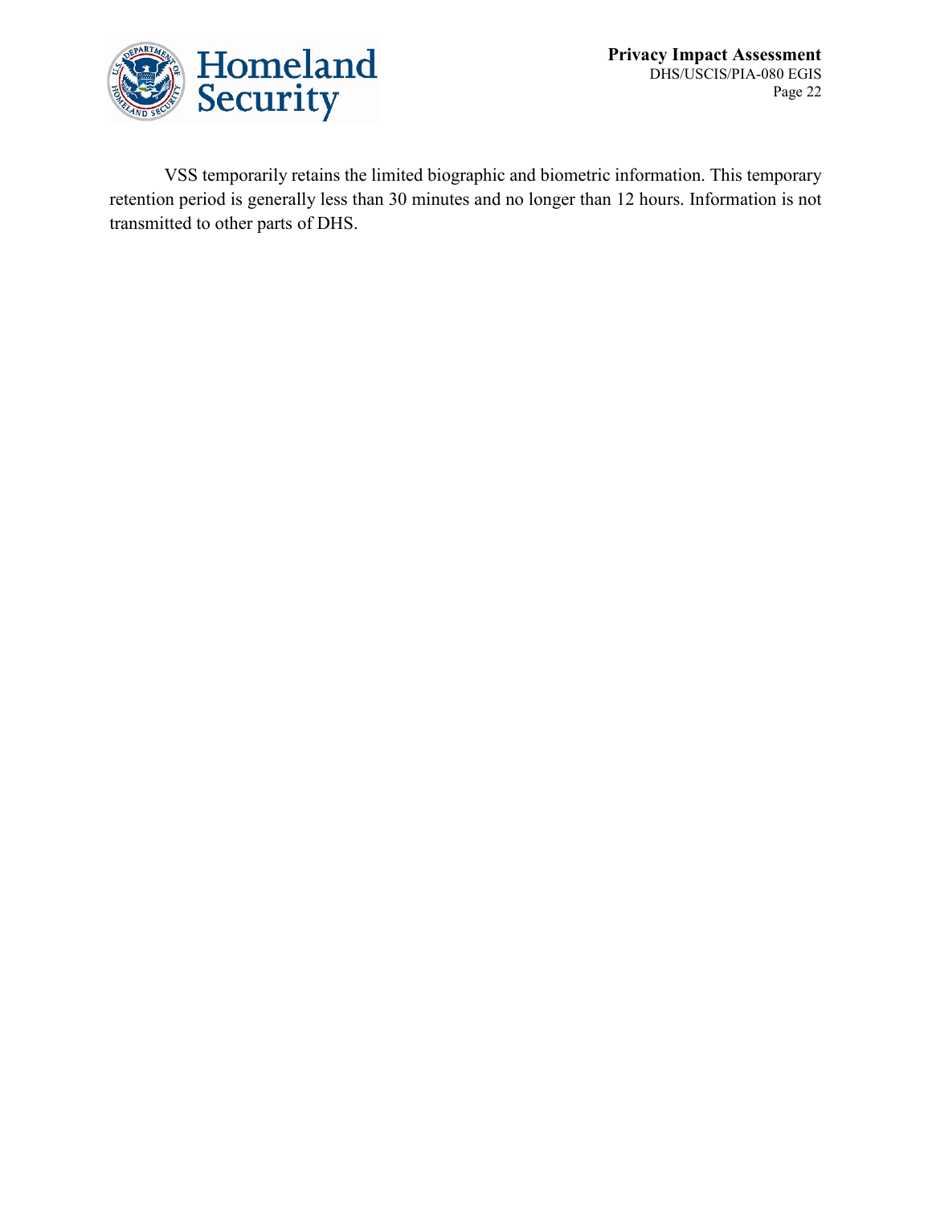VSS temporarily retains the limited biographic and biometric information. This temporary retention period is generally less than 30 minutes and no longer than 12 hours. Information is not transmitted to other parts of DHS.